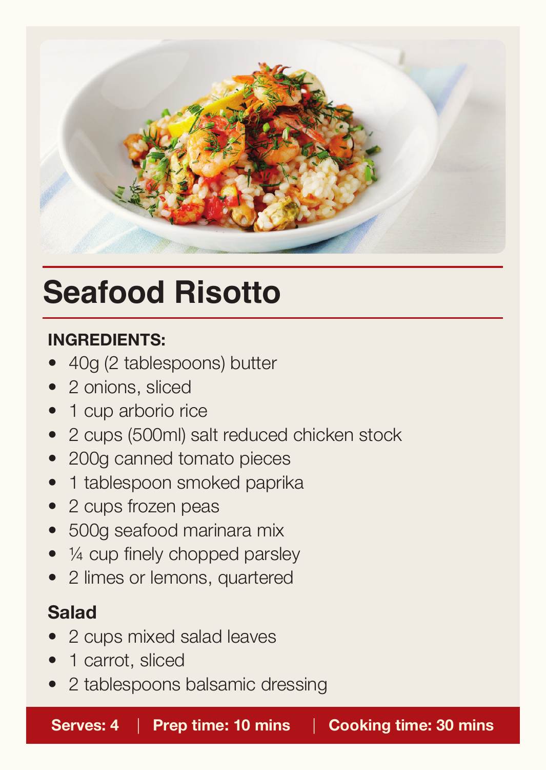# Seafood Risotto

**INGREDIENTS:**

- 40g (2 tablespoons) butter
- 2 onions, sliced
- 1 cup arborio rice
- 2 cups (500ml) salt reduced chicken stock
- 200g canned tomato pieces
- 1 tablespoon smoked paprika
- 2 cups frozen peas
- 500g seafood marinara mix
- ¼ cup finely chopped parsley
- 2 limes or lemons, quartered

## Salad

- 2 cups mixed salad leaves
- 1 carrot, sliced
- 2 tablespoons balsamic dressing

**Serves: 4** | **Prep time: 10 mins** | **Cooking time: 30 mins**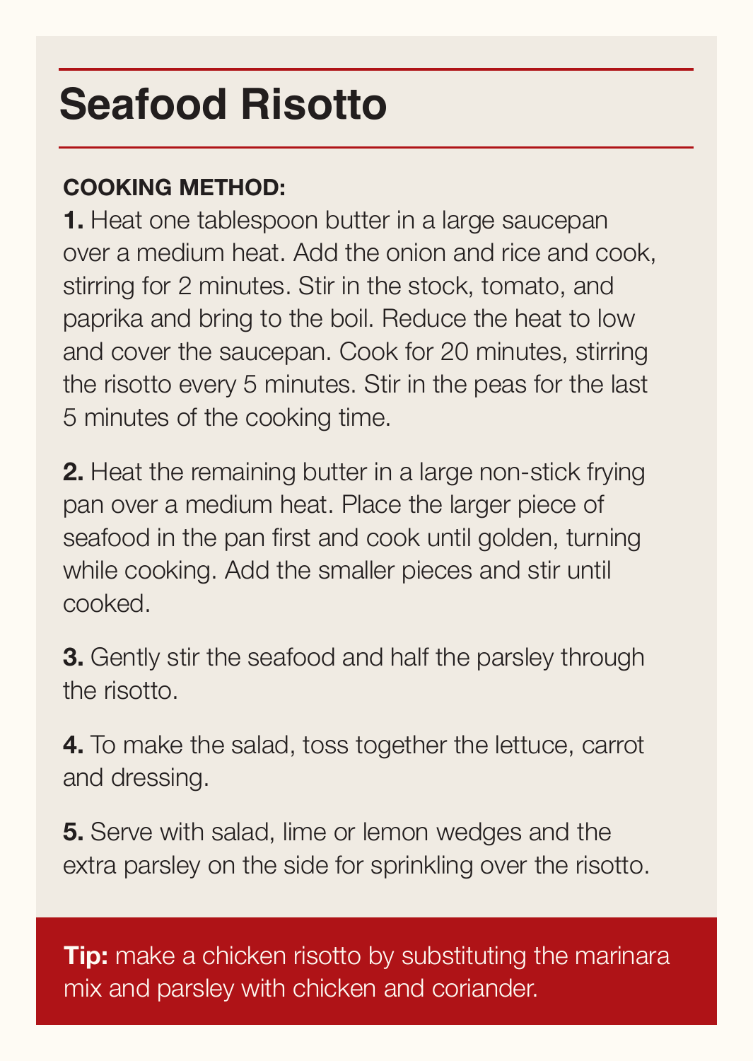# Seafood Risotto

**COOKING METHOD:**

**1.** Heat one tablespoon butter in a large saucepan over a medium heat. Add the onion and rice and cook, stirring for 2 minutes. Stir in the stock, tomato, and paprika and bring to the boil. Reduce the heat to low and cover the saucepan. Cook for 20 minutes, stirring the risotto every 5 minutes. Stir in the peas for the last 5 minutes of the cooking time.

**2.** Heat the remaining butter in a large non-stick frying pan over a medium heat. Place the larger piece of seafood in the pan first and cook until golden, turning while cooking. Add the smaller pieces and stir until cooked.

**3.** Gently stir the seafood and half the parsley through the risotto.

**4.** To make the salad, toss together the lettuce, carrot and dressing.

**5.** Serve with salad, lime or lemon wedges and the extra parsley on the side for sprinkling over the risotto.

**Tip:** make a chicken risotto by substituting the marinara mix and parsley with chicken and coriander.